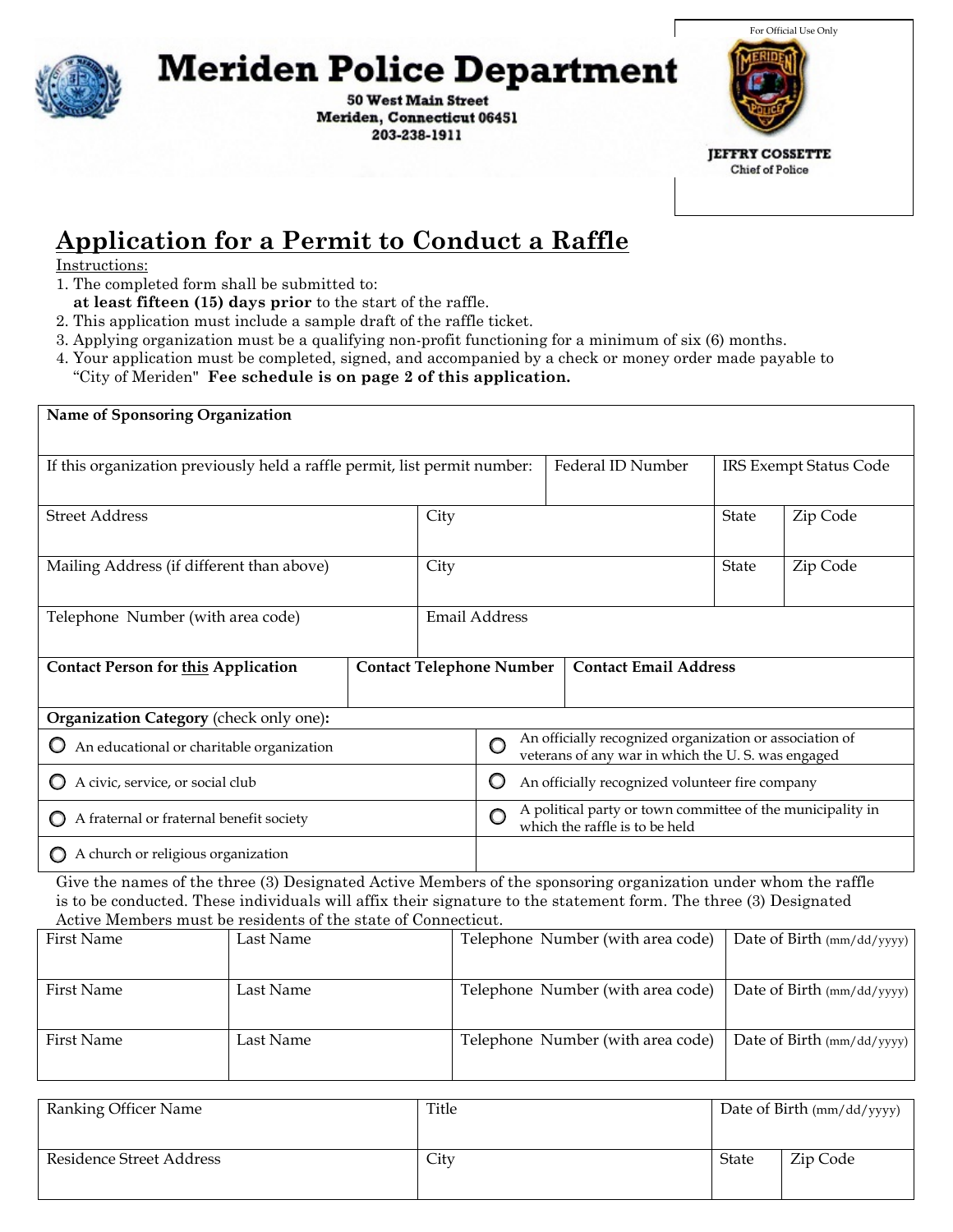# Meriden Police Department

**50 West Main Street**
**Meriden, Connecticut 06451**
**203-238-1911**

For Official Use Only

**JEFFRY COSSETTE**
Chief of Police

## Application for a Permit to Conduct a Raffle

Instructions:

1. The completed form shall be submitted to:
   **at least fifteen (15) days prior** to the start of the raffle.
2. This application must include a sample draft of the raffle ticket.
3. Applying organization must be a qualifying non-profit functioning for a minimum of six (6) months.
4. Your application must be completed, signed, and accompanied by a check or money order made payable to "City of Meriden" **Fee schedule is on page 2 of this application.**

| **Name of Sponsoring Organization** | | | |
|---|---|---|---|
| | | | |

| If this organization previously held a raffle permit, list permit number: | Federal ID Number | IRS Exempt Status Code |
|---|---|---|
| | | |

| Street Address | City | State | Zip Code |
|---|---|---|---|
| | | | |
| **Mailing Address (if different than above)** | **City** | **State** | **Zip Code** |
| | | | |

| Telephone Number (with area code) | Email Address |
|---|---|
| | |

| **Contact Person for this Application** | **Contact Telephone Number** | **Contact Email Address** |
|---|---|---|
| | | |

**Organization Category** (check only one)**:**

| | |
|---|---|
| ○ An educational or charitable organization | ○ An officially recognized organization or association of veterans of any war in which the U. S. was engaged |
| ○ A civic, service, or social club | ○ An officially recognized volunteer fire company |
| ○ A fraternal or fraternal benefit society | ○ A political party or town committee of the municipality in which the raffle is to be held |
| ○ A church or religious organization | |

Give the names of the three (3) Designated Active Members of the sponsoring organization under whom the raffle is to be conducted. These individuals will affix their signature to the statement form. The three (3) Designated Active Members must be residents of the state of Connecticut.

| First Name | Last Name | Telephone Number (with area code) | Date of Birth (mm/dd/yyyy) |
|---|---|---|---|
| | | | |
| | | | |
| | | | |

| Ranking Officer Name | Title | Date of Birth (mm/dd/yyyy) | |
|---|---|---|---|
| | | | |
| **Residence Street Address** | **City** | **State** | **Zip Code** |
| | | | |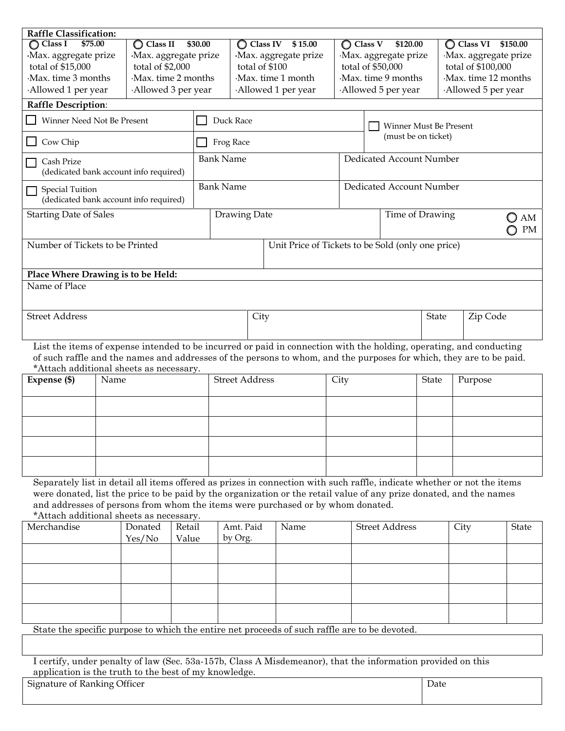**Raffle Classification:**

| ◯ Class I $75.00 | ◯ Class II $30.00 | ◯ Class IV $ 15.00 | ◯ Class V $120.00 | ◯ Class VI $150.00 |
|---|---|---|---|---|
| ·Max. aggregate prize total of $15,000<br>·Max. time 3 months<br>·Allowed 1 per year | ·Max. aggregate prize total of $2,000<br>·Max. time 2 months<br>·Allowed 3 per year | ·Max. aggregate prize total of $100<br>·Max. time 1 month<br>·Allowed 1 per year | ·Max. aggregate prize total of $50,000<br>·Max. time 9 months<br>·Allowed 5 per year | ·Max. aggregate prize total of $100,000<br>·Max. time 12 months<br>·Allowed 5 per year |

**Raffle Description**:

| | | |
|---|---|---|
| ☐ Winner Need Not Be Present | ☐ Duck Race | ☐ Winner Must Be Present (must be on ticket) |
| ☐ Cow Chip | ☐ Frog Race | |
| ☐ Cash Prize (dedicated bank account info required) | Bank Name | Dedicated Account Number |
| ☐ Special Tuition (dedicated bank account info required) | Bank Name | Dedicated Account Number |

| Starting Date of Sales | Drawing Date | Time of Drawing ◯ AM ◯ PM |
|---|---|---|
| | | |

| Number of Tickets to be Printed | Unit Price of Tickets to be Sold (only one price) |
|---|---|
| | |

**Place Where Drawing is to be Held:**

Name of Place

| Street Address | City | State | Zip Code |
|---|---|---|---|
| | | | |

List the items of expense intended to be incurred or paid in connection with the holding, operating, and conducting of such raffle and the names and addresses of the persons to whom, and the purposes for which, they are to be paid. *Attach additional sheets as necessary.

| Expense ($) | Name | Street Address | City | State | Purpose |
|---|---|---|---|---|---|
| | | | | | |
| | | | | | |
| | | | | | |
| | | | | | |

Separately list in detail all items offered as prizes in connection with such raffle, indicate whether or not the items were donated, list the price to be paid by the organization or the retail value of any prize donated, and the names and addresses of persons from whom the items were purchased or by whom donated.
*Attach additional sheets as necessary.

| Merchandise | Donated Yes/No | Retail Value | Amt. Paid by Org. | Name | Street Address | City | State |
|---|---|---|---|---|---|---|---|
| | | | | | | | |
| | | | | | | | |
| | | | | | | | |
| | | | | | | | |

State the specific purpose to which the entire net proceeds of such raffle are to be devoted.

I certify, under penalty of law (Sec. 53a-157b, Class A Misdemeanor), that the information provided on this application is the truth to the best of my knowledge.

| Signature of Ranking Officer | Date |
|---|---|
| | |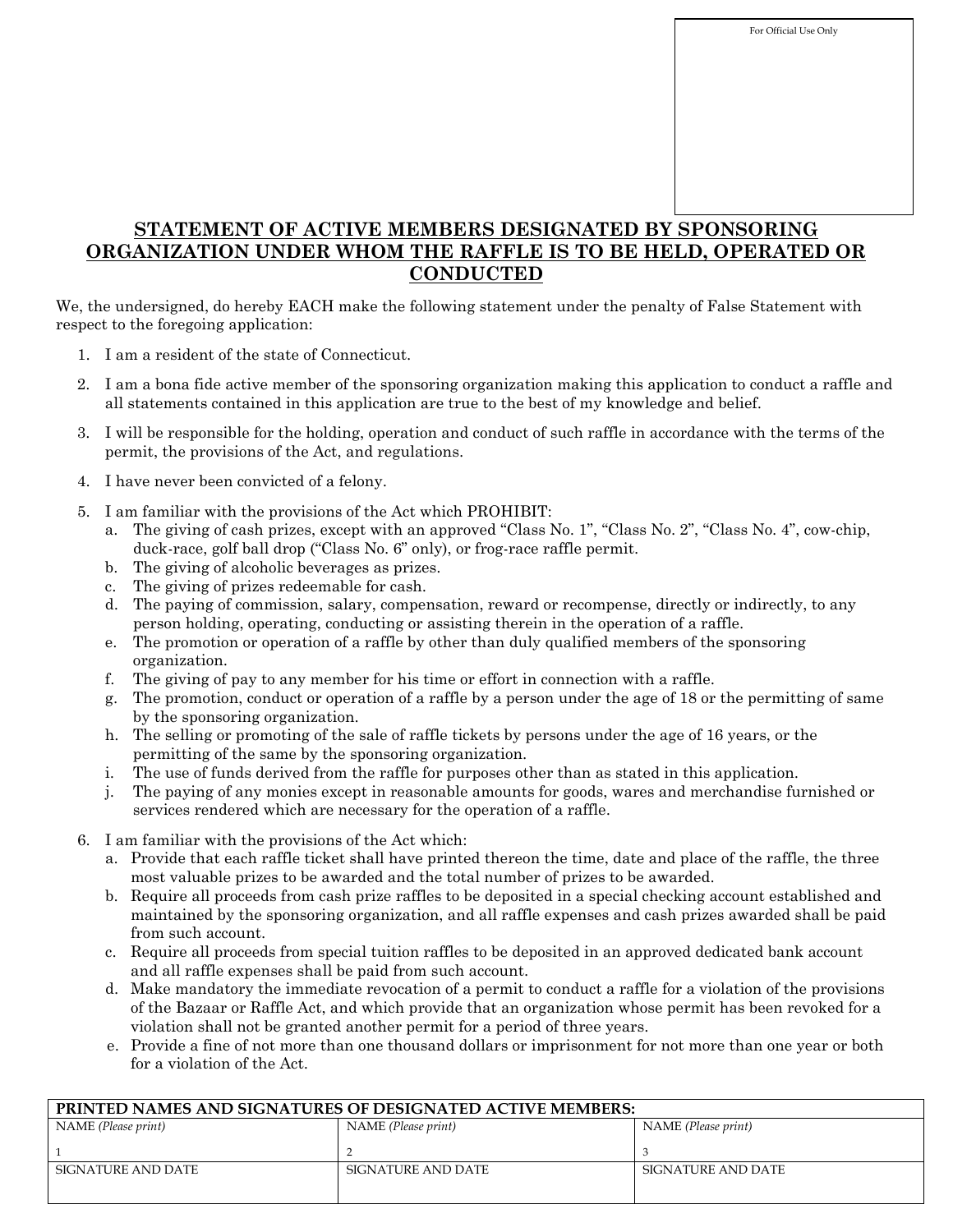For Official Use Only

## STATEMENT OF ACTIVE MEMBERS DESIGNATED BY SPONSORING ORGANIZATION UNDER WHOM THE RAFFLE IS TO BE HELD, OPERATED OR CONDUCTED

We, the undersigned, do hereby EACH make the following statement under the penalty of False Statement with respect to the foregoing application:

1. I am a resident of the state of Connecticut.
2. I am a bona fide active member of the sponsoring organization making this application to conduct a raffle and all statements contained in this application are true to the best of my knowledge and belief.
3. I will be responsible for the holding, operation and conduct of such raffle in accordance with the terms of the permit, the provisions of the Act, and regulations.
4. I have never been convicted of a felony.
5. I am familiar with the provisions of the Act which PROHIBIT:
   a. The giving of cash prizes, except with an approved "Class No. 1", "Class No. 2", "Class No. 4", cow-chip, duck-race, golf ball drop ("Class No. 6" only), or frog-race raffle permit.
   b. The giving of alcoholic beverages as prizes.
   c. The giving of prizes redeemable for cash.
   d. The paying of commission, salary, compensation, reward or recompense, directly or indirectly, to any person holding, operating, conducting or assisting therein in the operation of a raffle.
   e. The promotion or operation of a raffle by other than duly qualified members of the sponsoring organization.
   f. The giving of pay to any member for his time or effort in connection with a raffle.
   g. The promotion, conduct or operation of a raffle by a person under the age of 18 or the permitting of same by the sponsoring organization.
   h. The selling or promoting of the sale of raffle tickets by persons under the age of 16 years, or the permitting of the same by the sponsoring organization.
   i. The use of funds derived from the raffle for purposes other than as stated in this application.
   j. The paying of any monies except in reasonable amounts for goods, wares and merchandise furnished or services rendered which are necessary for the operation of a raffle.
6. I am familiar with the provisions of the Act which:
   a. Provide that each raffle ticket shall have printed thereon the time, date and place of the raffle, the three most valuable prizes to be awarded and the total number of prizes to be awarded.
   b. Require all proceeds from cash prize raffles to be deposited in a special checking account established and maintained by the sponsoring organization, and all raffle expenses and cash prizes awarded shall be paid from such account.
   c. Require all proceeds from special tuition raffles to be deposited in an approved dedicated bank account and all raffle expenses shall be paid from such account.
   d. Make mandatory the immediate revocation of a permit to conduct a raffle for a violation of the provisions of the Bazaar or Raffle Act, and which provide that an organization whose permit has been revoked for a violation shall not be granted another permit for a period of three years.
   e. Provide a fine of not more than one thousand dollars or imprisonment for not more than one year or both for a violation of the Act.

| PRINTED NAMES AND SIGNATURES OF DESIGNATED ACTIVE MEMBERS: | | |
|---|---|---|
| NAME *(Please print)*<br>1 | NAME *(Please print)*<br>2 | NAME *(Please print)*<br>3 |
| SIGNATURE AND DATE | SIGNATURE AND DATE | SIGNATURE AND DATE |